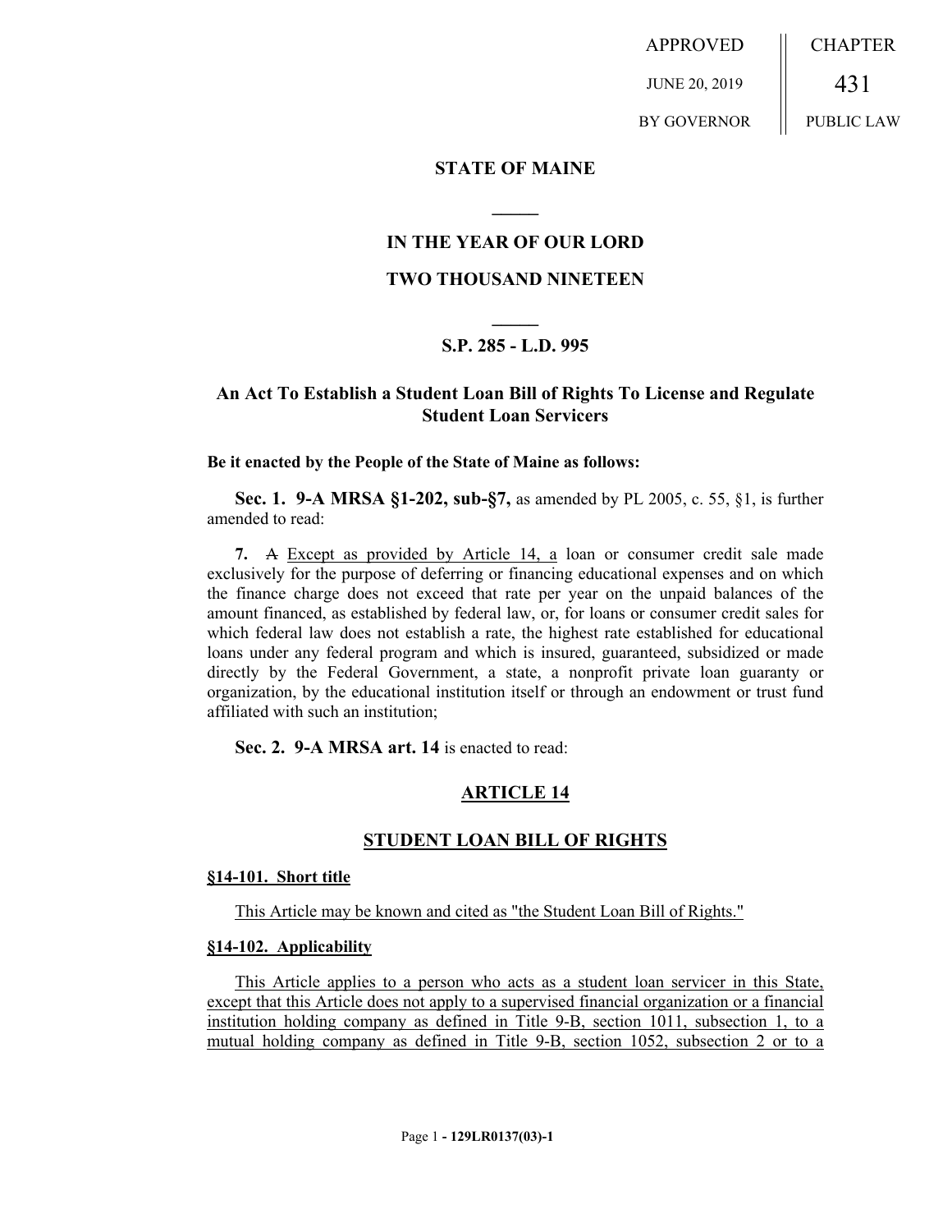| APPROVED | CHAPTER |
| --- | --- |
| JUNE 20, 2019 | 431 |
| BY GOVERNOR | PUBLIC LAW |

## STATE OF MAINE

## IN THE YEAR OF OUR LORD

## TWO THOUSAND NINETEEN

### S.P. 285 - L.D. 995

### An Act To Establish a Student Loan Bill of Rights To License and Regulate Student Loan Servicers

**Be it enacted by the People of the State of Maine as follows:**

**Sec. 1. 9-A MRSA §1-202, sub-§7,** as amended by PL 2005, c. 55, §1, is further amended to read:

**7.** ~~A~~ Except as provided by Article 14, a loan or consumer credit sale made exclusively for the purpose of deferring or financing educational expenses and on which the finance charge does not exceed that rate per year on the unpaid balances of the amount financed, as established by federal law, or, for loans or consumer credit sales for which federal law does not establish a rate, the highest rate established for educational loans under any federal program and which is insured, guaranteed, subsidized or made directly by the Federal Government, a state, a nonprofit private loan guaranty or organization, by the educational institution itself or through an endowment or trust fund affiliated with such an institution;

**Sec. 2. 9-A MRSA art. 14** is enacted to read:

## ARTICLE 14

## STUDENT LOAN BILL OF RIGHTS

**§14-101. Short title**

This Article may be known and cited as "the Student Loan Bill of Rights."

**§14-102. Applicability**

This Article applies to a person who acts as a student loan servicer in this State, except that this Article does not apply to a supervised financial organization or a financial institution holding company as defined in Title 9-B, section 1011, subsection 1, to a mutual holding company as defined in Title 9-B, section 1052, subsection 2 or to a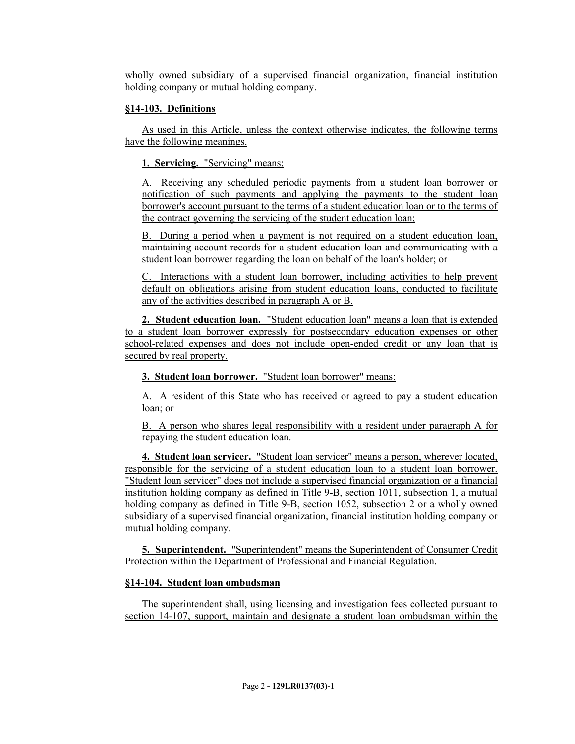wholly owned subsidiary of a supervised financial organization, financial institution holding company or mutual holding company.

**§14-103. Definitions**

As used in this Article, unless the context otherwise indicates, the following terms have the following meanings.

**1. Servicing.** "Servicing" means:

A. Receiving any scheduled periodic payments from a student loan borrower or notification of such payments and applying the payments to the student loan borrower's account pursuant to the terms of a student education loan or to the terms of the contract governing the servicing of the student education loan;

B. During a period when a payment is not required on a student education loan, maintaining account records for a student education loan and communicating with a student loan borrower regarding the loan on behalf of the loan's holder; or

C. Interactions with a student loan borrower, including activities to help prevent default on obligations arising from student education loans, conducted to facilitate any of the activities described in paragraph A or B.

**2. Student education loan.** "Student education loan" means a loan that is extended to a student loan borrower expressly for postsecondary education expenses or other school-related expenses and does not include open-ended credit or any loan that is secured by real property.

**3. Student loan borrower.** "Student loan borrower" means:

A. A resident of this State who has received or agreed to pay a student education loan; or

B. A person who shares legal responsibility with a resident under paragraph A for repaying the student education loan.

**4. Student loan servicer.** "Student loan servicer" means a person, wherever located, responsible for the servicing of a student education loan to a student loan borrower. "Student loan servicer" does not include a supervised financial organization or a financial institution holding company as defined in Title 9-B, section 1011, subsection 1, a mutual holding company as defined in Title 9-B, section 1052, subsection 2 or a wholly owned subsidiary of a supervised financial organization, financial institution holding company or mutual holding company.

**5. Superintendent.** "Superintendent" means the Superintendent of Consumer Credit Protection within the Department of Professional and Financial Regulation.

**§14-104. Student loan ombudsman**

The superintendent shall, using licensing and investigation fees collected pursuant to section 14-107, support, maintain and designate a student loan ombudsman within the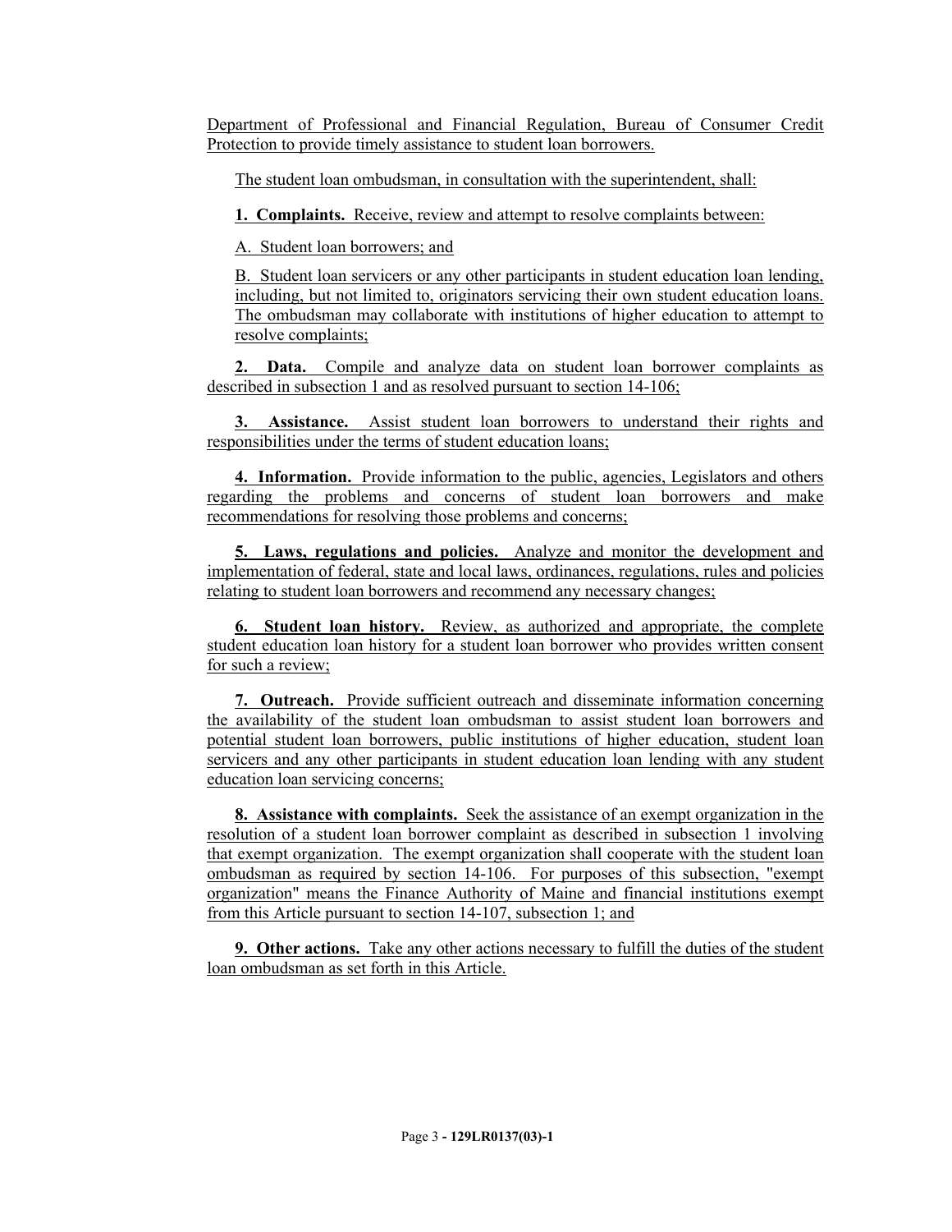Department of Professional and Financial Regulation, Bureau of Consumer Credit Protection to provide timely assistance to student loan borrowers.

The student loan ombudsman, in consultation with the superintendent, shall:

**1. Complaints.** Receive, review and attempt to resolve complaints between:

A. Student loan borrowers; and

B. Student loan servicers or any other participants in student education loan lending, including, but not limited to, originators servicing their own student education loans. The ombudsman may collaborate with institutions of higher education to attempt to resolve complaints;

**2. Data.** Compile and analyze data on student loan borrower complaints as described in subsection 1 and as resolved pursuant to section 14-106;

**3. Assistance.** Assist student loan borrowers to understand their rights and responsibilities under the terms of student education loans;

**4. Information.** Provide information to the public, agencies, Legislators and others regarding the problems and concerns of student loan borrowers and make recommendations for resolving those problems and concerns;

**5. Laws, regulations and policies.** Analyze and monitor the development and implementation of federal, state and local laws, ordinances, regulations, rules and policies relating to student loan borrowers and recommend any necessary changes;

**6. Student loan history.** Review, as authorized and appropriate, the complete student education loan history for a student loan borrower who provides written consent for such a review;

**7. Outreach.** Provide sufficient outreach and disseminate information concerning the availability of the student loan ombudsman to assist student loan borrowers and potential student loan borrowers, public institutions of higher education, student loan servicers and any other participants in student education loan lending with any student education loan servicing concerns;

**8. Assistance with complaints.** Seek the assistance of an exempt organization in the resolution of a student loan borrower complaint as described in subsection 1 involving that exempt organization. The exempt organization shall cooperate with the student loan ombudsman as required by section 14-106. For purposes of this subsection, "exempt organization" means the Finance Authority of Maine and financial institutions exempt from this Article pursuant to section 14-107, subsection 1; and

**9. Other actions.** Take any other actions necessary to fulfill the duties of the student loan ombudsman as set forth in this Article.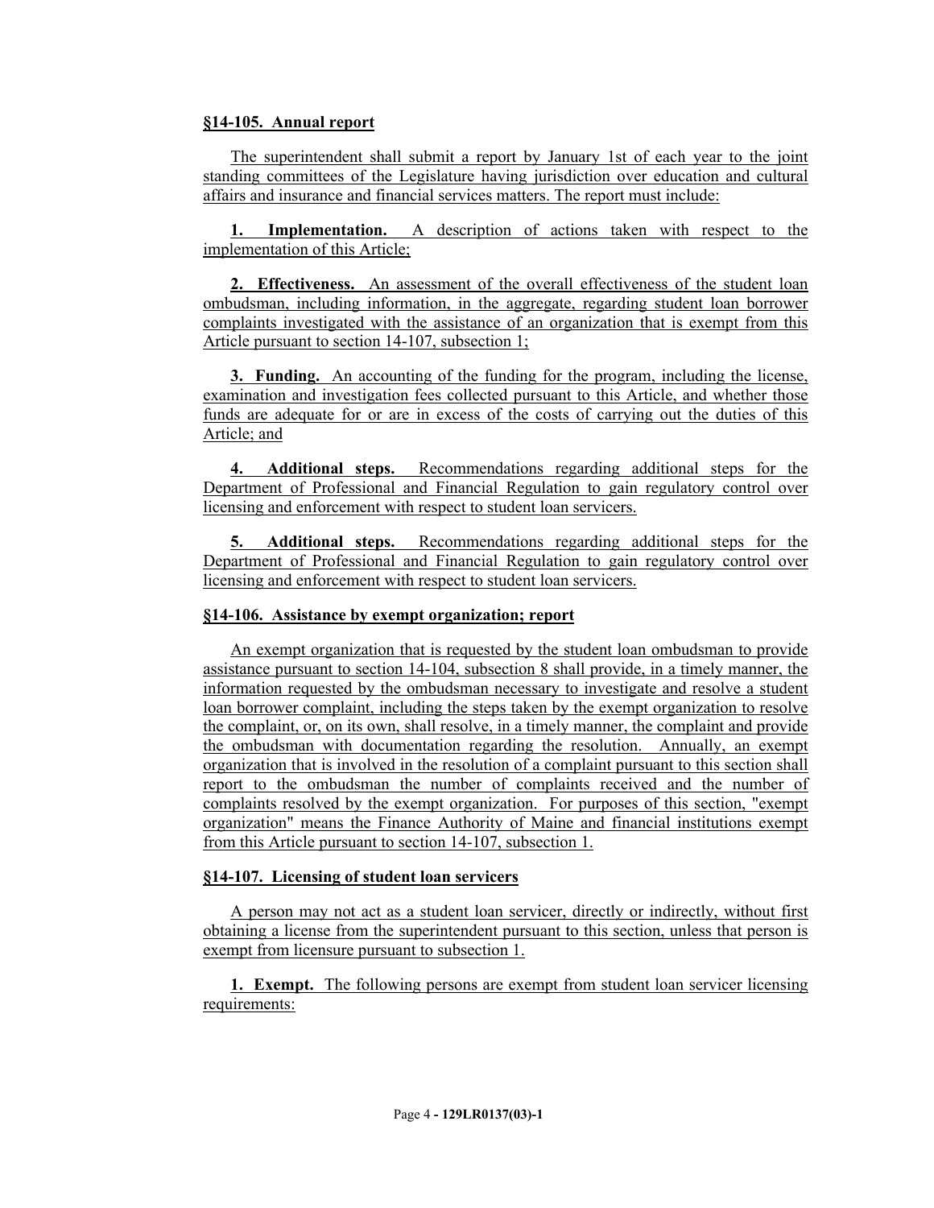**§14-105. Annual report**

The superintendent shall submit a report by January 1st of each year to the joint standing committees of the Legislature having jurisdiction over education and cultural affairs and insurance and financial services matters. The report must include:

**1. Implementation.** A description of actions taken with respect to the implementation of this Article;

**2. Effectiveness.** An assessment of the overall effectiveness of the student loan ombudsman, including information, in the aggregate, regarding student loan borrower complaints investigated with the assistance of an organization that is exempt from this Article pursuant to section 14-107, subsection 1;

**3. Funding.** An accounting of the funding for the program, including the license, examination and investigation fees collected pursuant to this Article, and whether those funds are adequate for or are in excess of the costs of carrying out the duties of this Article; and

**4. Additional steps.** Recommendations regarding additional steps for the Department of Professional and Financial Regulation to gain regulatory control over licensing and enforcement with respect to student loan servicers.

**5. Additional steps.** Recommendations regarding additional steps for the Department of Professional and Financial Regulation to gain regulatory control over licensing and enforcement with respect to student loan servicers.

**§14-106. Assistance by exempt organization; report**

An exempt organization that is requested by the student loan ombudsman to provide assistance pursuant to section 14-104, subsection 8 shall provide, in a timely manner, the information requested by the ombudsman necessary to investigate and resolve a student loan borrower complaint, including the steps taken by the exempt organization to resolve the complaint, or, on its own, shall resolve, in a timely manner, the complaint and provide the ombudsman with documentation regarding the resolution. Annually, an exempt organization that is involved in the resolution of a complaint pursuant to this section shall report to the ombudsman the number of complaints received and the number of complaints resolved by the exempt organization. For purposes of this section, "exempt organization" means the Finance Authority of Maine and financial institutions exempt from this Article pursuant to section 14-107, subsection 1.

**§14-107. Licensing of student loan servicers**

A person may not act as a student loan servicer, directly or indirectly, without first obtaining a license from the superintendent pursuant to this section, unless that person is exempt from licensure pursuant to subsection 1.

**1. Exempt.** The following persons are exempt from student loan servicer licensing requirements: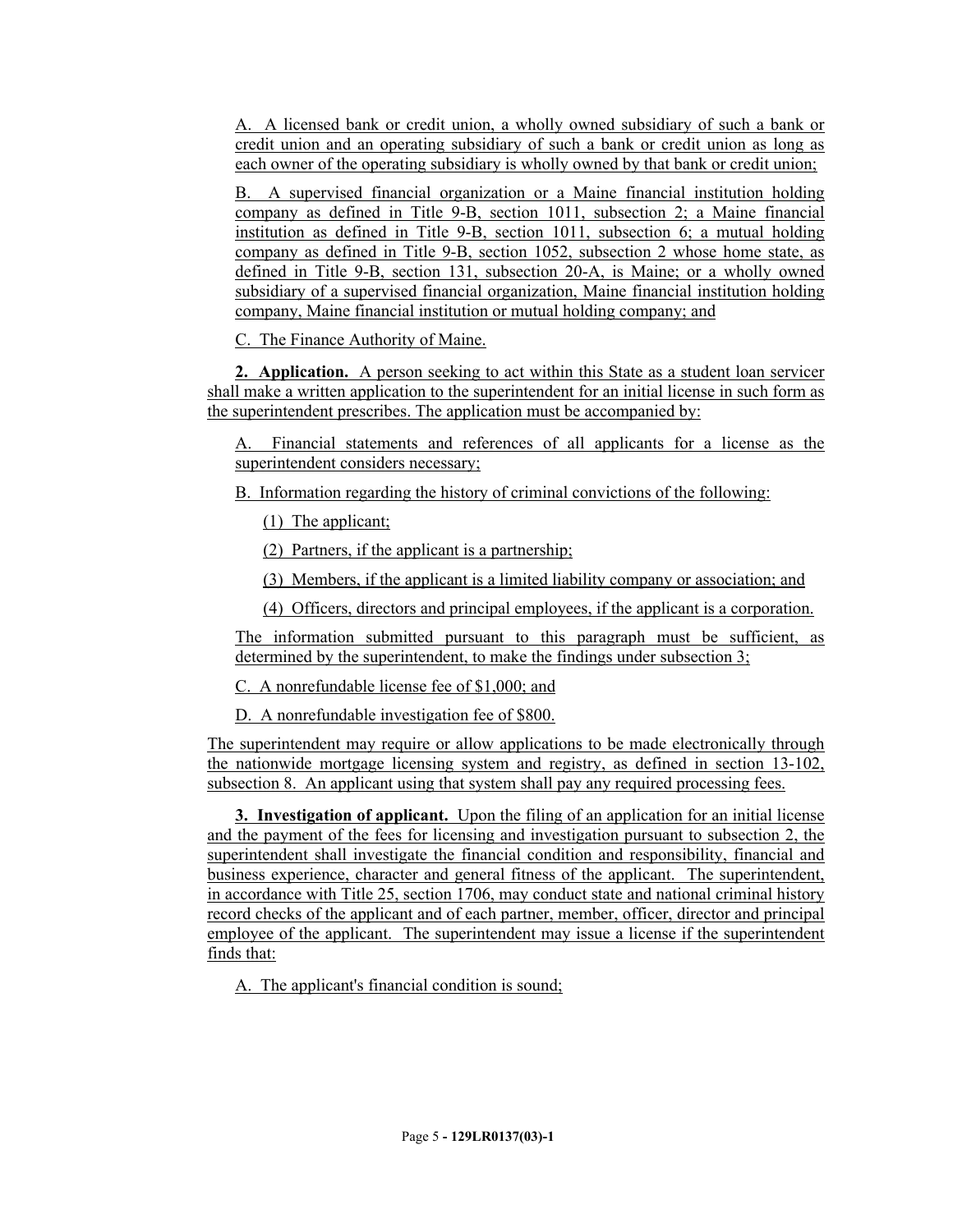A. A licensed bank or credit union, a wholly owned subsidiary of such a bank or credit union and an operating subsidiary of such a bank or credit union as long as each owner of the operating subsidiary is wholly owned by that bank or credit union;

B. A supervised financial organization or a Maine financial institution holding company as defined in Title 9-B, section 1011, subsection 2; a Maine financial institution as defined in Title 9-B, section 1011, subsection 6; a mutual holding company as defined in Title 9-B, section 1052, subsection 2 whose home state, as defined in Title 9-B, section 131, subsection 20-A, is Maine; or a wholly owned subsidiary of a supervised financial organization, Maine financial institution holding company, Maine financial institution or mutual holding company; and

C. The Finance Authority of Maine.

**2. Application.** A person seeking to act within this State as a student loan servicer shall make a written application to the superintendent for an initial license in such form as the superintendent prescribes. The application must be accompanied by:

A. Financial statements and references of all applicants for a license as the superintendent considers necessary;

B. Information regarding the history of criminal convictions of the following:

(1) The applicant;

(2) Partners, if the applicant is a partnership;

(3) Members, if the applicant is a limited liability company or association; and

(4) Officers, directors and principal employees, if the applicant is a corporation.

The information submitted pursuant to this paragraph must be sufficient, as determined by the superintendent, to make the findings under subsection 3;

C. A nonrefundable license fee of $1,000; and

D. A nonrefundable investigation fee of $800.

The superintendent may require or allow applications to be made electronically through the nationwide mortgage licensing system and registry, as defined in section 13-102, subsection 8. An applicant using that system shall pay any required processing fees.

**3. Investigation of applicant.** Upon the filing of an application for an initial license and the payment of the fees for licensing and investigation pursuant to subsection 2, the superintendent shall investigate the financial condition and responsibility, financial and business experience, character and general fitness of the applicant. The superintendent, in accordance with Title 25, section 1706, may conduct state and national criminal history record checks of the applicant and of each partner, member, officer, director and principal employee of the applicant. The superintendent may issue a license if the superintendent finds that:

A. The applicant's financial condition is sound;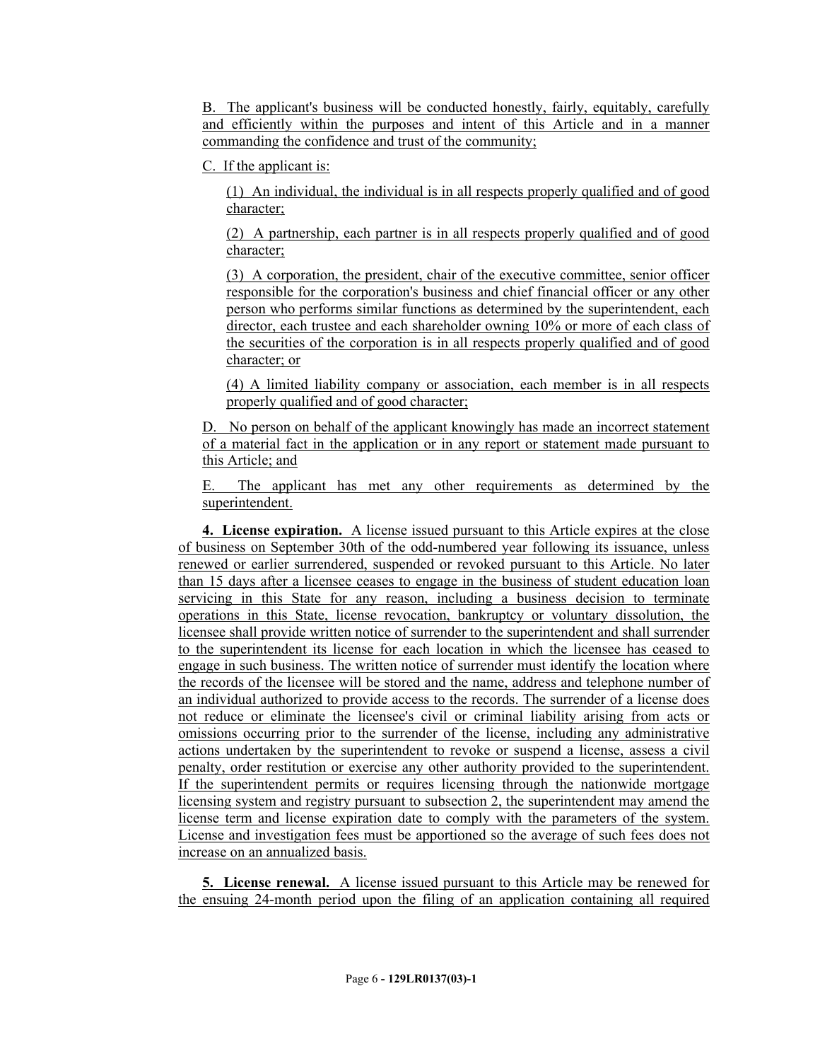B. The applicant's business will be conducted honestly, fairly, equitably, carefully and efficiently within the purposes and intent of this Article and in a manner commanding the confidence and trust of the community;

C. If the applicant is:

(1) An individual, the individual is in all respects properly qualified and of good character;

(2) A partnership, each partner is in all respects properly qualified and of good character;

(3) A corporation, the president, chair of the executive committee, senior officer responsible for the corporation's business and chief financial officer or any other person who performs similar functions as determined by the superintendent, each director, each trustee and each shareholder owning 10% or more of each class of the securities of the corporation is in all respects properly qualified and of good character; or

(4) A limited liability company or association, each member is in all respects properly qualified and of good character;

D. No person on behalf of the applicant knowingly has made an incorrect statement of a material fact in the application or in any report or statement made pursuant to this Article; and

E. The applicant has met any other requirements as determined by the superintendent.

**4. License expiration.** A license issued pursuant to this Article expires at the close of business on September 30th of the odd-numbered year following its issuance, unless renewed or earlier surrendered, suspended or revoked pursuant to this Article. No later than 15 days after a licensee ceases to engage in the business of student education loan servicing in this State for any reason, including a business decision to terminate operations in this State, license revocation, bankruptcy or voluntary dissolution, the licensee shall provide written notice of surrender to the superintendent and shall surrender to the superintendent its license for each location in which the licensee has ceased to engage in such business. The written notice of surrender must identify the location where the records of the licensee will be stored and the name, address and telephone number of an individual authorized to provide access to the records. The surrender of a license does not reduce or eliminate the licensee's civil or criminal liability arising from acts or omissions occurring prior to the surrender of the license, including any administrative actions undertaken by the superintendent to revoke or suspend a license, assess a civil penalty, order restitution or exercise any other authority provided to the superintendent. If the superintendent permits or requires licensing through the nationwide mortgage licensing system and registry pursuant to subsection 2, the superintendent may amend the license term and license expiration date to comply with the parameters of the system. License and investigation fees must be apportioned so the average of such fees does not increase on an annualized basis.

**5. License renewal.** A license issued pursuant to this Article may be renewed for the ensuing 24-month period upon the filing of an application containing all required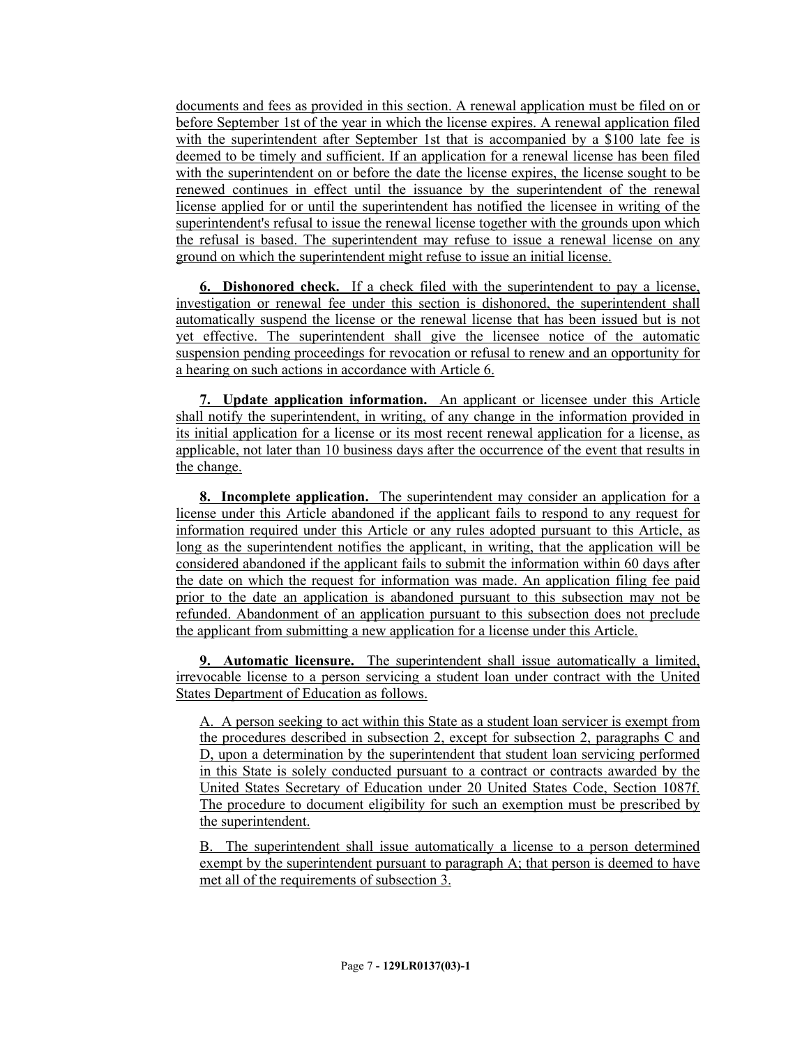documents and fees as provided in this section. A renewal application must be filed on or before September 1st of the year in which the license expires. A renewal application filed with the superintendent after September 1st that is accompanied by a $100 late fee is deemed to be timely and sufficient. If an application for a renewal license has been filed with the superintendent on or before the date the license expires, the license sought to be renewed continues in effect until the issuance by the superintendent of the renewal license applied for or until the superintendent has notified the licensee in writing of the superintendent's refusal to issue the renewal license together with the grounds upon which the refusal is based. The superintendent may refuse to issue a renewal license on any ground on which the superintendent might refuse to issue an initial license.

**6. Dishonored check.** If a check filed with the superintendent to pay a license, investigation or renewal fee under this section is dishonored, the superintendent shall automatically suspend the license or the renewal license that has been issued but is not yet effective. The superintendent shall give the licensee notice of the automatic suspension pending proceedings for revocation or refusal to renew and an opportunity for a hearing on such actions in accordance with Article 6.

**7. Update application information.** An applicant or licensee under this Article shall notify the superintendent, in writing, of any change in the information provided in its initial application for a license or its most recent renewal application for a license, as applicable, not later than 10 business days after the occurrence of the event that results in the change.

**8. Incomplete application.** The superintendent may consider an application for a license under this Article abandoned if the applicant fails to respond to any request for information required under this Article or any rules adopted pursuant to this Article, as long as the superintendent notifies the applicant, in writing, that the application will be considered abandoned if the applicant fails to submit the information within 60 days after the date on which the request for information was made. An application filing fee paid prior to the date an application is abandoned pursuant to this subsection may not be refunded. Abandonment of an application pursuant to this subsection does not preclude the applicant from submitting a new application for a license under this Article.

**9. Automatic licensure.** The superintendent shall issue automatically a limited, irrevocable license to a person servicing a student loan under contract with the United States Department of Education as follows.

A. A person seeking to act within this State as a student loan servicer is exempt from the procedures described in subsection 2, except for subsection 2, paragraphs C and D, upon a determination by the superintendent that student loan servicing performed in this State is solely conducted pursuant to a contract or contracts awarded by the United States Secretary of Education under 20 United States Code, Section 1087f. The procedure to document eligibility for such an exemption must be prescribed by the superintendent.

B. The superintendent shall issue automatically a license to a person determined exempt by the superintendent pursuant to paragraph A; that person is deemed to have met all of the requirements of subsection 3.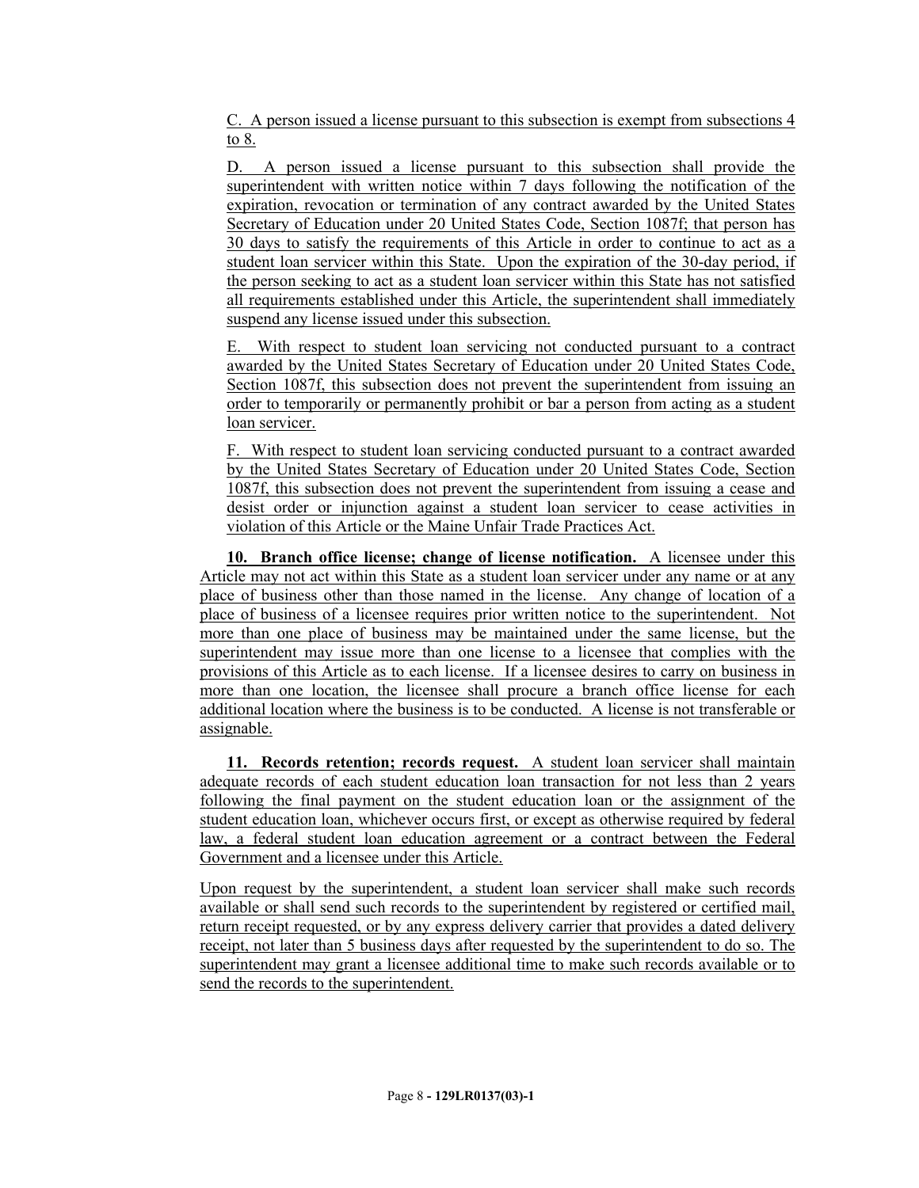C. A person issued a license pursuant to this subsection is exempt from subsections 4 to 8.

D. A person issued a license pursuant to this subsection shall provide the superintendent with written notice within 7 days following the notification of the expiration, revocation or termination of any contract awarded by the United States Secretary of Education under 20 United States Code, Section 1087f; that person has 30 days to satisfy the requirements of this Article in order to continue to act as a student loan servicer within this State. Upon the expiration of the 30-day period, if the person seeking to act as a student loan servicer within this State has not satisfied all requirements established under this Article, the superintendent shall immediately suspend any license issued under this subsection.

E. With respect to student loan servicing not conducted pursuant to a contract awarded by the United States Secretary of Education under 20 United States Code, Section 1087f, this subsection does not prevent the superintendent from issuing an order to temporarily or permanently prohibit or bar a person from acting as a student loan servicer.

F. With respect to student loan servicing conducted pursuant to a contract awarded by the United States Secretary of Education under 20 United States Code, Section 1087f, this subsection does not prevent the superintendent from issuing a cease and desist order or injunction against a student loan servicer to cease activities in violation of this Article or the Maine Unfair Trade Practices Act.

**10. Branch office license; change of license notification.** A licensee under this Article may not act within this State as a student loan servicer under any name or at any place of business other than those named in the license. Any change of location of a place of business of a licensee requires prior written notice to the superintendent. Not more than one place of business may be maintained under the same license, but the superintendent may issue more than one license to a licensee that complies with the provisions of this Article as to each license. If a licensee desires to carry on business in more than one location, the licensee shall procure a branch office license for each additional location where the business is to be conducted. A license is not transferable or assignable.

**11. Records retention; records request.** A student loan servicer shall maintain adequate records of each student education loan transaction for not less than 2 years following the final payment on the student education loan or the assignment of the student education loan, whichever occurs first, or except as otherwise required by federal law, a federal student loan education agreement or a contract between the Federal Government and a licensee under this Article.

Upon request by the superintendent, a student loan servicer shall make such records available or shall send such records to the superintendent by registered or certified mail, return receipt requested, or by any express delivery carrier that provides a dated delivery receipt, not later than 5 business days after requested by the superintendent to do so. The superintendent may grant a licensee additional time to make such records available or to send the records to the superintendent.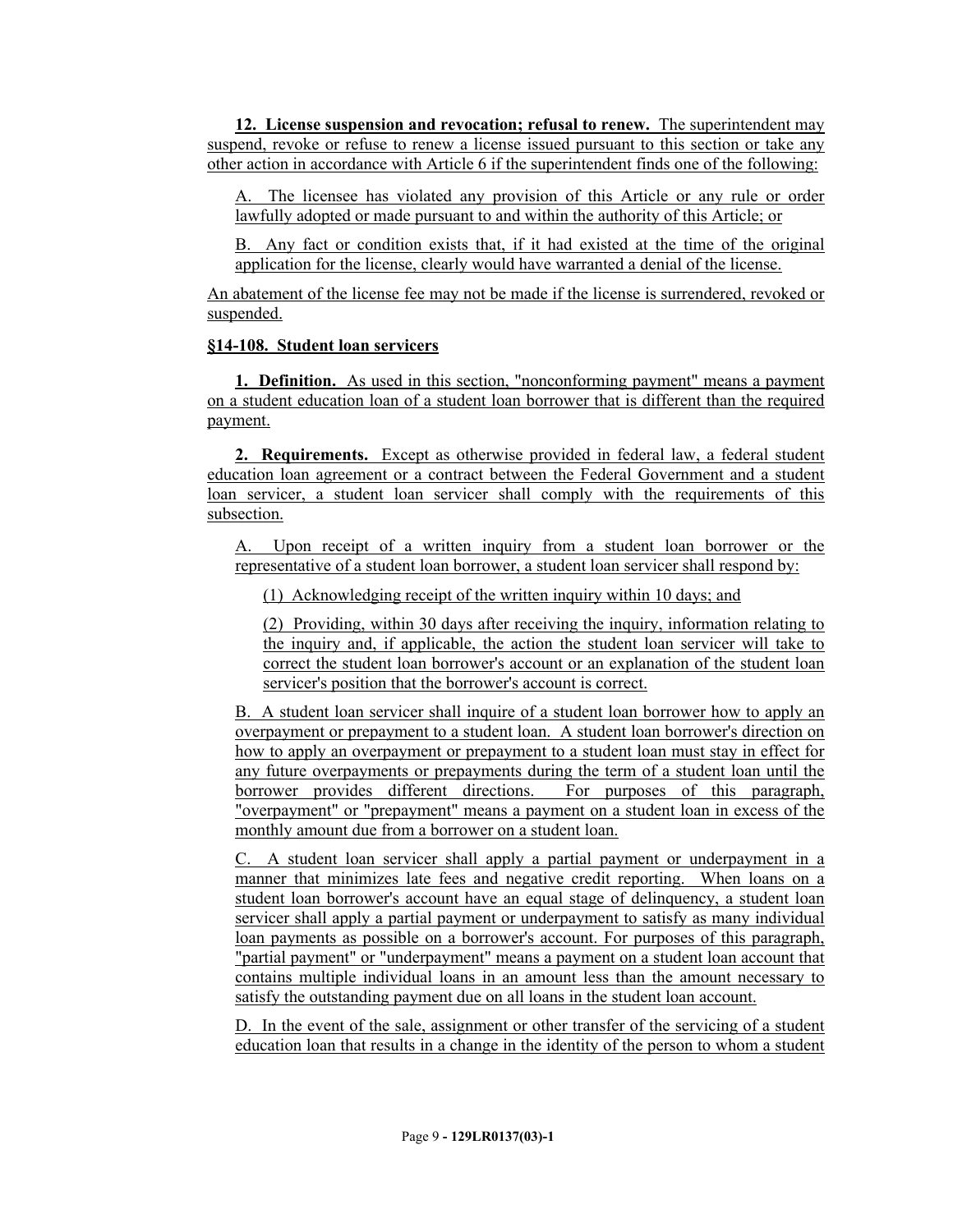**12. License suspension and revocation; refusal to renew.** The superintendent may suspend, revoke or refuse to renew a license issued pursuant to this section or take any other action in accordance with Article 6 if the superintendent finds one of the following:

A. The licensee has violated any provision of this Article or any rule or order lawfully adopted or made pursuant to and within the authority of this Article; or

B. Any fact or condition exists that, if it had existed at the time of the original application for the license, clearly would have warranted a denial of the license.

An abatement of the license fee may not be made if the license is surrendered, revoked or suspended.

**§14-108. Student loan servicers**

**1. Definition.** As used in this section, "nonconforming payment" means a payment on a student education loan of a student loan borrower that is different than the required payment.

**2. Requirements.** Except as otherwise provided in federal law, a federal student education loan agreement or a contract between the Federal Government and a student loan servicer, a student loan servicer shall comply with the requirements of this subsection.

A. Upon receipt of a written inquiry from a student loan borrower or the representative of a student loan borrower, a student loan servicer shall respond by:

(1) Acknowledging receipt of the written inquiry within 10 days; and

(2) Providing, within 30 days after receiving the inquiry, information relating to the inquiry and, if applicable, the action the student loan servicer will take to correct the student loan borrower's account or an explanation of the student loan servicer's position that the borrower's account is correct.

B. A student loan servicer shall inquire of a student loan borrower how to apply an overpayment or prepayment to a student loan. A student loan borrower's direction on how to apply an overpayment or prepayment to a student loan must stay in effect for any future overpayments or prepayments during the term of a student loan until the borrower provides different directions. For purposes of this paragraph, "overpayment" or "prepayment" means a payment on a student loan in excess of the monthly amount due from a borrower on a student loan.

C. A student loan servicer shall apply a partial payment or underpayment in a manner that minimizes late fees and negative credit reporting. When loans on a student loan borrower's account have an equal stage of delinquency, a student loan servicer shall apply a partial payment or underpayment to satisfy as many individual loan payments as possible on a borrower's account. For purposes of this paragraph, "partial payment" or "underpayment" means a payment on a student loan account that contains multiple individual loans in an amount less than the amount necessary to satisfy the outstanding payment due on all loans in the student loan account.

D. In the event of the sale, assignment or other transfer of the servicing of a student education loan that results in a change in the identity of the person to whom a student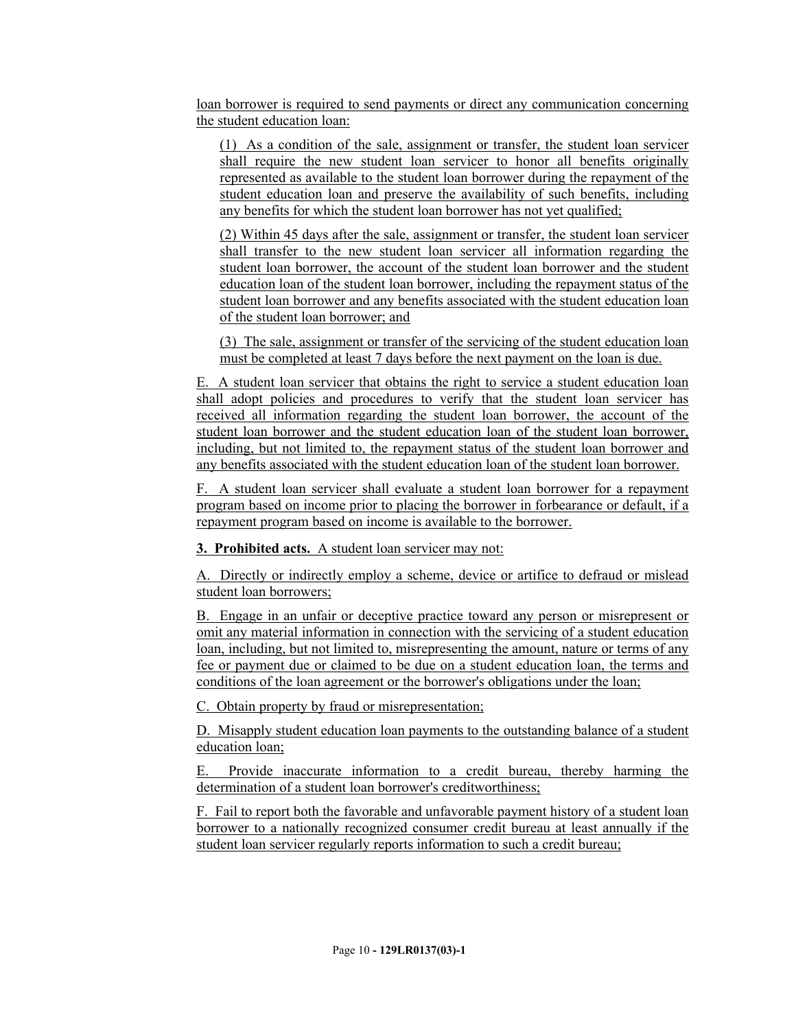loan borrower is required to send payments or direct any communication concerning the student education loan:

(1) As a condition of the sale, assignment or transfer, the student loan servicer shall require the new student loan servicer to honor all benefits originally represented as available to the student loan borrower during the repayment of the student education loan and preserve the availability of such benefits, including any benefits for which the student loan borrower has not yet qualified;

(2) Within 45 days after the sale, assignment or transfer, the student loan servicer shall transfer to the new student loan servicer all information regarding the student loan borrower, the account of the student loan borrower and the student education loan of the student loan borrower, including the repayment status of the student loan borrower and any benefits associated with the student education loan of the student loan borrower; and

(3) The sale, assignment or transfer of the servicing of the student education loan must be completed at least 7 days before the next payment on the loan is due.

E. A student loan servicer that obtains the right to service a student education loan shall adopt policies and procedures to verify that the student loan servicer has received all information regarding the student loan borrower, the account of the student loan borrower and the student education loan of the student loan borrower, including, but not limited to, the repayment status of the student loan borrower and any benefits associated with the student education loan of the student loan borrower.

F. A student loan servicer shall evaluate a student loan borrower for a repayment program based on income prior to placing the borrower in forbearance or default, if a repayment program based on income is available to the borrower.

**3. Prohibited acts.** A student loan servicer may not:

A. Directly or indirectly employ a scheme, device or artifice to defraud or mislead student loan borrowers;

B. Engage in an unfair or deceptive practice toward any person or misrepresent or omit any material information in connection with the servicing of a student education loan, including, but not limited to, misrepresenting the amount, nature or terms of any fee or payment due or claimed to be due on a student education loan, the terms and conditions of the loan agreement or the borrower's obligations under the loan;

C. Obtain property by fraud or misrepresentation;

D. Misapply student education loan payments to the outstanding balance of a student education loan;

E. Provide inaccurate information to a credit bureau, thereby harming the determination of a student loan borrower's creditworthiness;

F. Fail to report both the favorable and unfavorable payment history of a student loan borrower to a nationally recognized consumer credit bureau at least annually if the student loan servicer regularly reports information to such a credit bureau;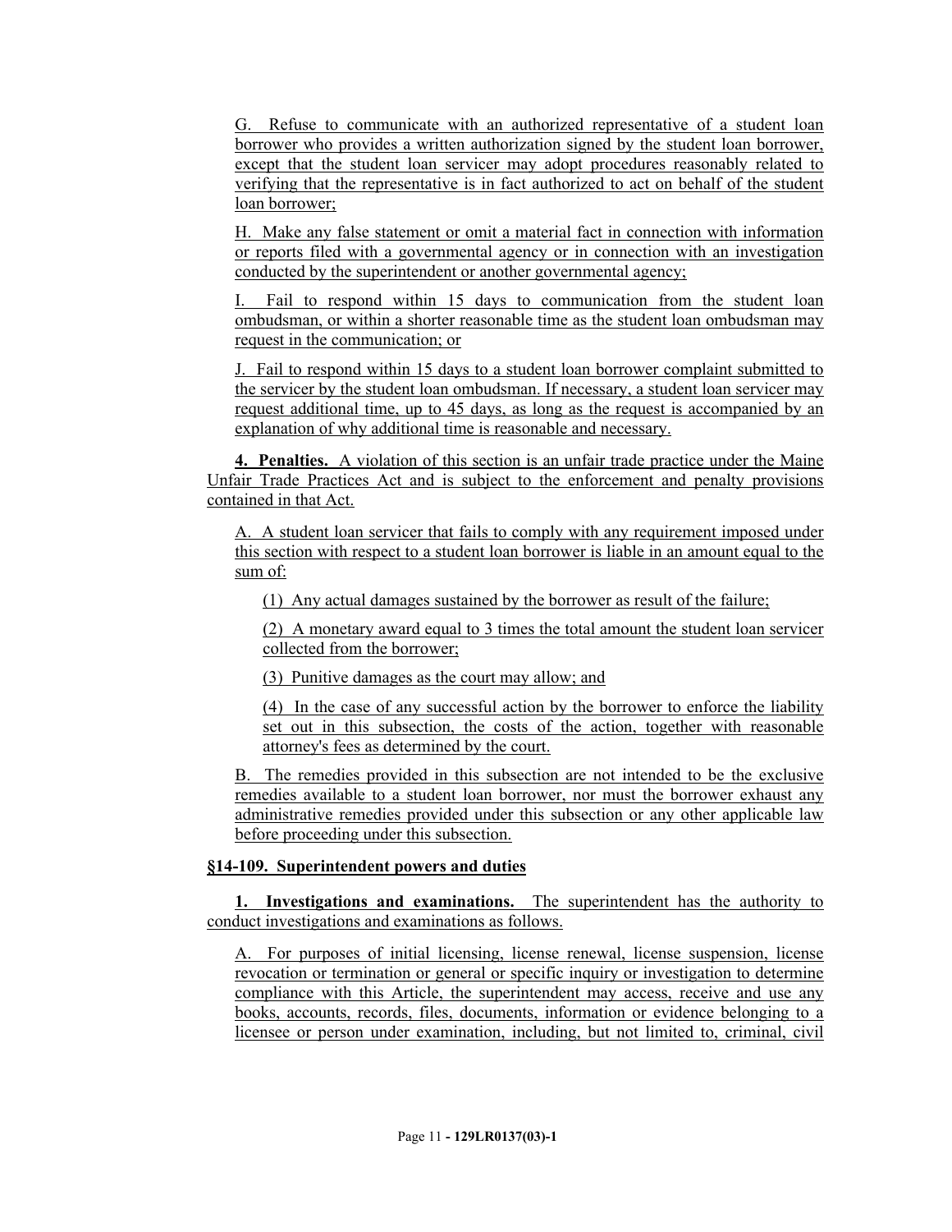G. Refuse to communicate with an authorized representative of a student loan borrower who provides a written authorization signed by the student loan borrower, except that the student loan servicer may adopt procedures reasonably related to verifying that the representative is in fact authorized to act on behalf of the student loan borrower;

H. Make any false statement or omit a material fact in connection with information or reports filed with a governmental agency or in connection with an investigation conducted by the superintendent or another governmental agency;

I. Fail to respond within 15 days to communication from the student loan ombudsman, or within a shorter reasonable time as the student loan ombudsman may request in the communication; or

J. Fail to respond within 15 days to a student loan borrower complaint submitted to the servicer by the student loan ombudsman. If necessary, a student loan servicer may request additional time, up to 45 days, as long as the request is accompanied by an explanation of why additional time is reasonable and necessary.

**4. Penalties.** A violation of this section is an unfair trade practice under the Maine Unfair Trade Practices Act and is subject to the enforcement and penalty provisions contained in that Act.

A. A student loan servicer that fails to comply with any requirement imposed under this section with respect to a student loan borrower is liable in an amount equal to the sum of:

(1) Any actual damages sustained by the borrower as result of the failure;

(2) A monetary award equal to 3 times the total amount the student loan servicer collected from the borrower;

(3) Punitive damages as the court may allow; and

(4) In the case of any successful action by the borrower to enforce the liability set out in this subsection, the costs of the action, together with reasonable attorney's fees as determined by the court.

B. The remedies provided in this subsection are not intended to be the exclusive remedies available to a student loan borrower, nor must the borrower exhaust any administrative remedies provided under this subsection or any other applicable law before proceeding under this subsection.

**§14-109. Superintendent powers and duties**

**1. Investigations and examinations.** The superintendent has the authority to conduct investigations and examinations as follows.

A. For purposes of initial licensing, license renewal, license suspension, license revocation or termination or general or specific inquiry or investigation to determine compliance with this Article, the superintendent may access, receive and use any books, accounts, records, files, documents, information or evidence belonging to a licensee or person under examination, including, but not limited to, criminal, civil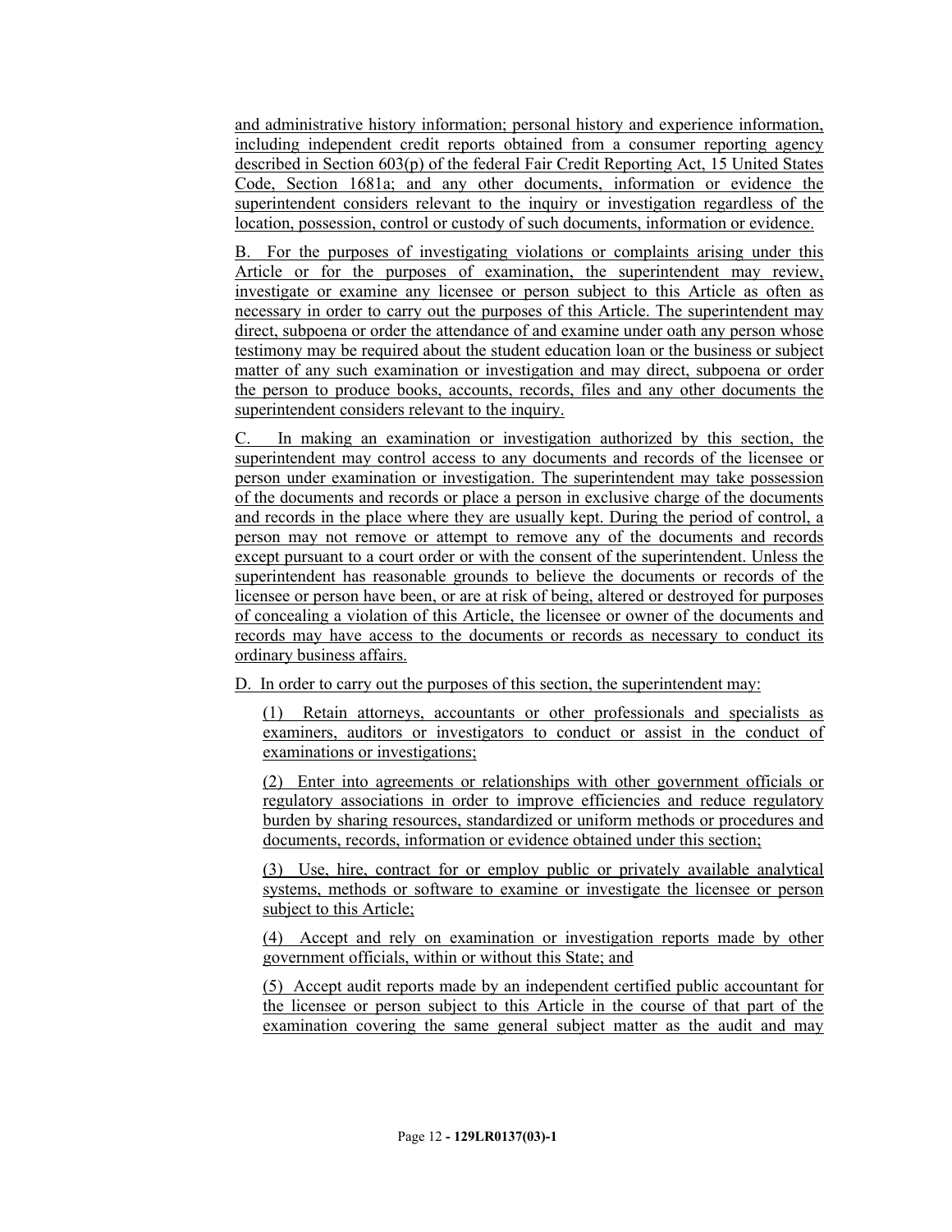and administrative history information; personal history and experience information, including independent credit reports obtained from a consumer reporting agency described in Section 603(p) of the federal Fair Credit Reporting Act, 15 United States Code, Section 1681a; and any other documents, information or evidence the superintendent considers relevant to the inquiry or investigation regardless of the location, possession, control or custody of such documents, information or evidence.

B. For the purposes of investigating violations or complaints arising under this Article or for the purposes of examination, the superintendent may review, investigate or examine any licensee or person subject to this Article as often as necessary in order to carry out the purposes of this Article. The superintendent may direct, subpoena or order the attendance of and examine under oath any person whose testimony may be required about the student education loan or the business or subject matter of any such examination or investigation and may direct, subpoena or order the person to produce books, accounts, records, files and any other documents the superintendent considers relevant to the inquiry.

C. In making an examination or investigation authorized by this section, the superintendent may control access to any documents and records of the licensee or person under examination or investigation. The superintendent may take possession of the documents and records or place a person in exclusive charge of the documents and records in the place where they are usually kept. During the period of control, a person may not remove or attempt to remove any of the documents and records except pursuant to a court order or with the consent of the superintendent. Unless the superintendent has reasonable grounds to believe the documents or records of the licensee or person have been, or are at risk of being, altered or destroyed for purposes of concealing a violation of this Article, the licensee or owner of the documents and records may have access to the documents or records as necessary to conduct its ordinary business affairs.

D. In order to carry out the purposes of this section, the superintendent may:

(1) Retain attorneys, accountants or other professionals and specialists as examiners, auditors or investigators to conduct or assist in the conduct of examinations or investigations;

(2) Enter into agreements or relationships with other government officials or regulatory associations in order to improve efficiencies and reduce regulatory burden by sharing resources, standardized or uniform methods or procedures and documents, records, information or evidence obtained under this section;

(3) Use, hire, contract for or employ public or privately available analytical systems, methods or software to examine or investigate the licensee or person subject to this Article;

(4) Accept and rely on examination or investigation reports made by other government officials, within or without this State; and

(5) Accept audit reports made by an independent certified public accountant for the licensee or person subject to this Article in the course of that part of the examination covering the same general subject matter as the audit and may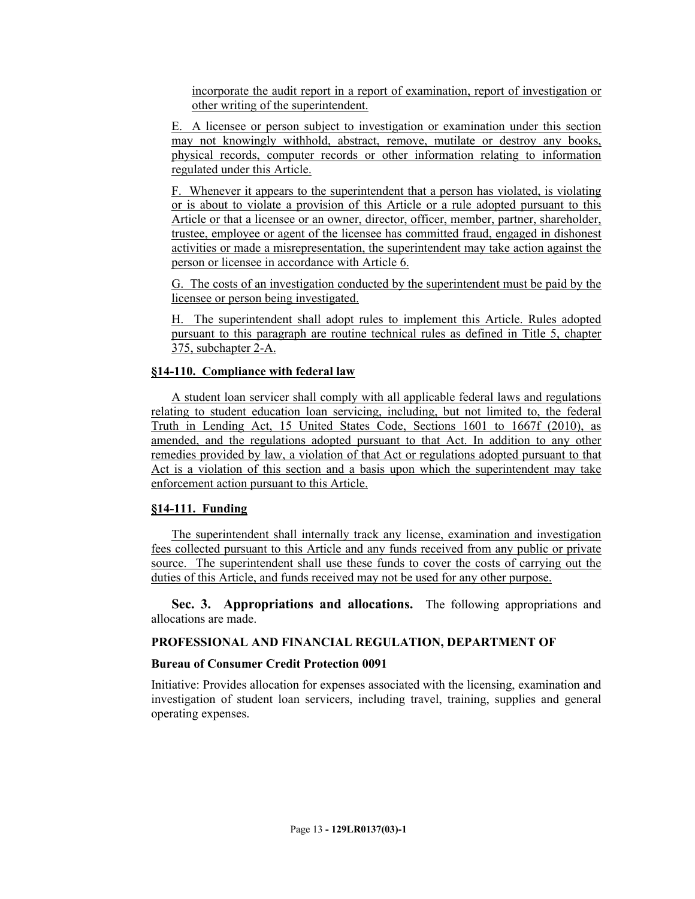incorporate the audit report in a report of examination, report of investigation or other writing of the superintendent.

E. A licensee or person subject to investigation or examination under this section may not knowingly withhold, abstract, remove, mutilate or destroy any books, physical records, computer records or other information relating to information regulated under this Article.

F. Whenever it appears to the superintendent that a person has violated, is violating or is about to violate a provision of this Article or a rule adopted pursuant to this Article or that a licensee or an owner, director, officer, member, partner, shareholder, trustee, employee or agent of the licensee has committed fraud, engaged in dishonest activities or made a misrepresentation, the superintendent may take action against the person or licensee in accordance with Article 6.

G. The costs of an investigation conducted by the superintendent must be paid by the licensee or person being investigated.

H. The superintendent shall adopt rules to implement this Article. Rules adopted pursuant to this paragraph are routine technical rules as defined in Title 5, chapter 375, subchapter 2-A.

**§14-110. Compliance with federal law**

A student loan servicer shall comply with all applicable federal laws and regulations relating to student education loan servicing, including, but not limited to, the federal Truth in Lending Act, 15 United States Code, Sections 1601 to 1667f (2010), as amended, and the regulations adopted pursuant to that Act. In addition to any other remedies provided by law, a violation of that Act or regulations adopted pursuant to that Act is a violation of this section and a basis upon which the superintendent may take enforcement action pursuant to this Article.

**§14-111. Funding**

The superintendent shall internally track any license, examination and investigation fees collected pursuant to this Article and any funds received from any public or private source. The superintendent shall use these funds to cover the costs of carrying out the duties of this Article, and funds received may not be used for any other purpose.

**Sec. 3. Appropriations and allocations.** The following appropriations and allocations are made.

**PROFESSIONAL AND FINANCIAL REGULATION, DEPARTMENT OF**

**Bureau of Consumer Credit Protection 0091**

Initiative: Provides allocation for expenses associated with the licensing, examination and investigation of student loan servicers, including travel, training, supplies and general operating expenses.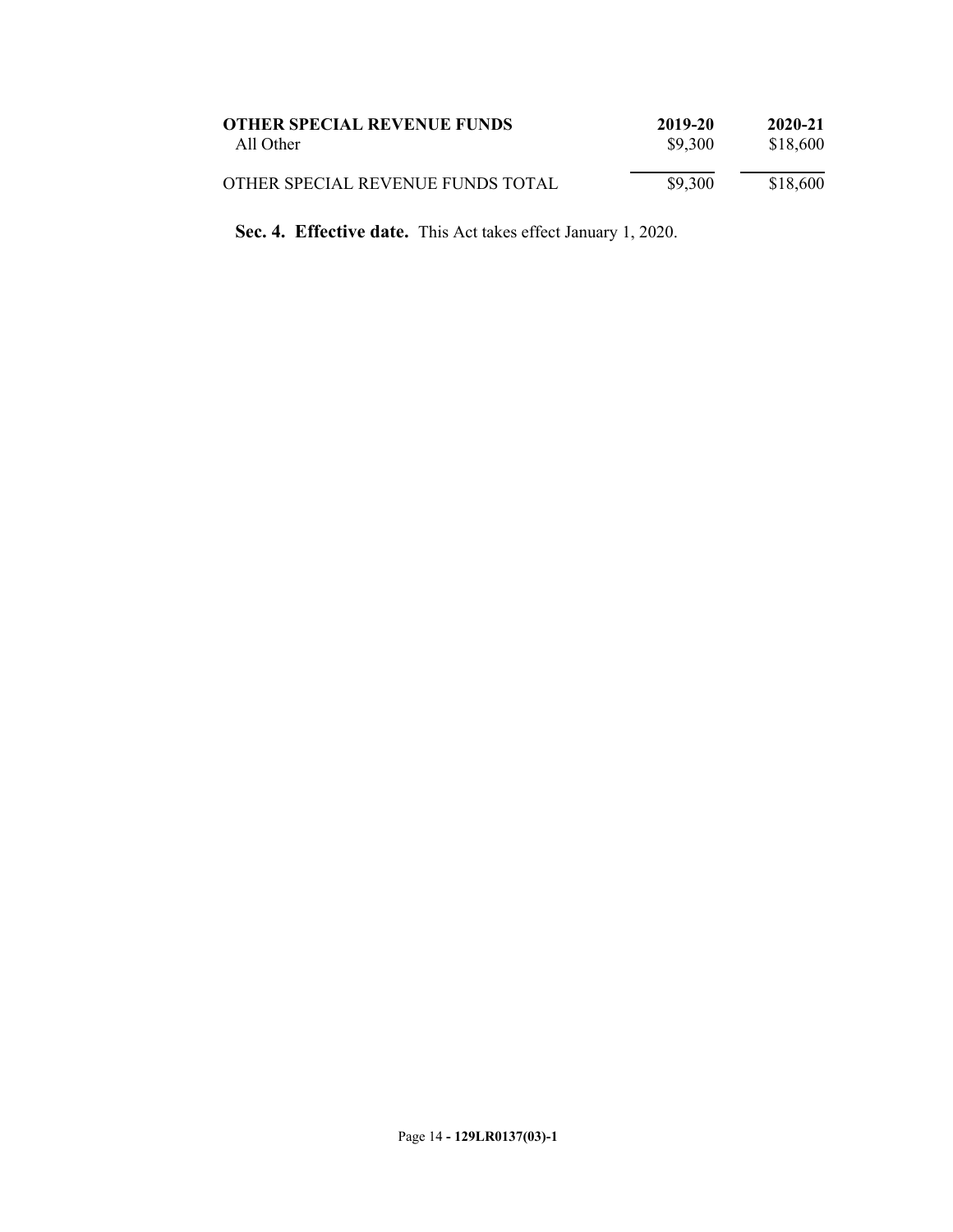| OTHER SPECIAL REVENUE FUNDS | 2019-20 | 2020-21 |
|---|---|---|
| All Other | $9,300 | $18,600 |
| OTHER SPECIAL REVENUE FUNDS TOTAL | $9,300 | $18,600 |

**Sec. 4. Effective date.** This Act takes effect January 1, 2020.